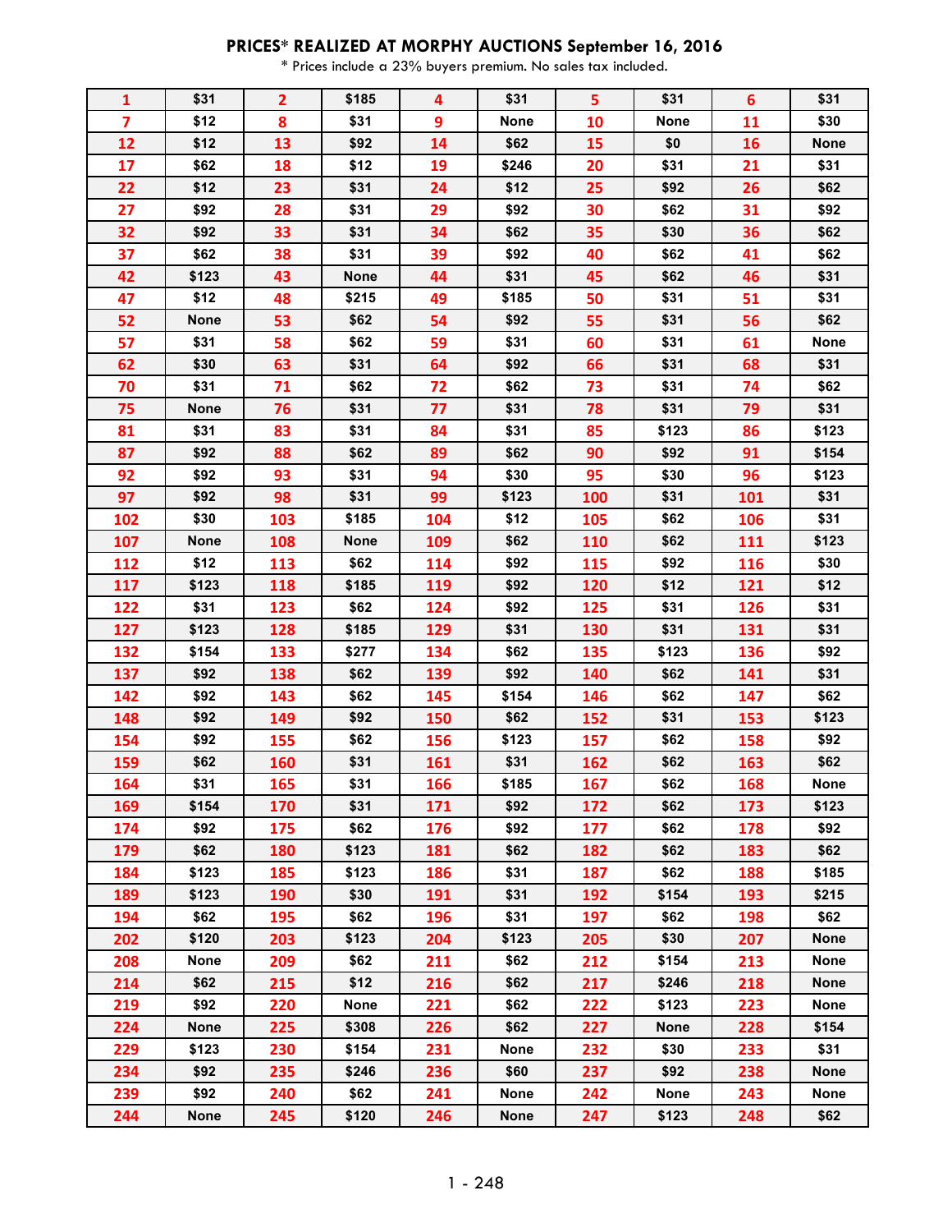# PRICES* REALIZED AT MORPHY AUCTIONS September 16, 2016

\* Prices include a 23% buyers premium. No sales tax included.

| | | | | | | | | | |
|---|---|---|---|---|---|---|---|---|---|
| 1 | $31 | 2 | $185 | 4 | $31 | 5 | $31 | 6 | $31 |
| 7 | $12 | 8 | $31 | 9 | None | 10 | None | 11 | $30 |
| 12 | $12 | 13 | $92 | 14 | $62 | 15 | $0 | 16 | None |
| 17 | $62 | 18 | $12 | 19 | $246 | 20 | $31 | 21 | $31 |
| 22 | $12 | 23 | $31 | 24 | $12 | 25 | $92 | 26 | $62 |
| 27 | $92 | 28 | $31 | 29 | $92 | 30 | $62 | 31 | $92 |
| 32 | $92 | 33 | $31 | 34 | $62 | 35 | $30 | 36 | $62 |
| 37 | $62 | 38 | $31 | 39 | $92 | 40 | $62 | 41 | $62 |
| 42 | $123 | 43 | None | 44 | $31 | 45 | $62 | 46 | $31 |
| 47 | $12 | 48 | $215 | 49 | $185 | 50 | $31 | 51 | $31 |
| 52 | None | 53 | $62 | 54 | $92 | 55 | $31 | 56 | $62 |
| 57 | $31 | 58 | $62 | 59 | $31 | 60 | $31 | 61 | None |
| 62 | $30 | 63 | $31 | 64 | $92 | 66 | $31 | 68 | $31 |
| 70 | $31 | 71 | $62 | 72 | $62 | 73 | $31 | 74 | $62 |
| 75 | None | 76 | $31 | 77 | $31 | 78 | $31 | 79 | $31 |
| 81 | $31 | 83 | $31 | 84 | $31 | 85 | $123 | 86 | $123 |
| 87 | $92 | 88 | $62 | 89 | $62 | 90 | $92 | 91 | $154 |
| 92 | $92 | 93 | $31 | 94 | $30 | 95 | $30 | 96 | $123 |
| 97 | $92 | 98 | $31 | 99 | $123 | 100 | $31 | 101 | $31 |
| 102 | $30 | 103 | $185 | 104 | $12 | 105 | $62 | 106 | $31 |
| 107 | None | 108 | None | 109 | $62 | 110 | $62 | 111 | $123 |
| 112 | $12 | 113 | $62 | 114 | $92 | 115 | $92 | 116 | $30 |
| 117 | $123 | 118 | $185 | 119 | $92 | 120 | $12 | 121 | $12 |
| 122 | $31 | 123 | $62 | 124 | $92 | 125 | $31 | 126 | $31 |
| 127 | $123 | 128 | $185 | 129 | $31 | 130 | $31 | 131 | $31 |
| 132 | $154 | 133 | $277 | 134 | $62 | 135 | $123 | 136 | $92 |
| 137 | $92 | 138 | $62 | 139 | $92 | 140 | $62 | 141 | $31 |
| 142 | $92 | 143 | $62 | 145 | $154 | 146 | $62 | 147 | $62 |
| 148 | $92 | 149 | $92 | 150 | $62 | 152 | $31 | 153 | $123 |
| 154 | $92 | 155 | $62 | 156 | $123 | 157 | $62 | 158 | $92 |
| 159 | $62 | 160 | $31 | 161 | $31 | 162 | $62 | 163 | $62 |
| 164 | $31 | 165 | $31 | 166 | $185 | 167 | $62 | 168 | None |
| 169 | $154 | 170 | $31 | 171 | $92 | 172 | $62 | 173 | $123 |
| 174 | $92 | 175 | $62 | 176 | $92 | 177 | $62 | 178 | $92 |
| 179 | $62 | 180 | $123 | 181 | $62 | 182 | $62 | 183 | $62 |
| 184 | $123 | 185 | $123 | 186 | $31 | 187 | $62 | 188 | $185 |
| 189 | $123 | 190 | $30 | 191 | $31 | 192 | $154 | 193 | $215 |
| 194 | $62 | 195 | $62 | 196 | $31 | 197 | $62 | 198 | $62 |
| 202 | $120 | 203 | $123 | 204 | $123 | 205 | $30 | 207 | None |
| 208 | None | 209 | $62 | 211 | $62 | 212 | $154 | 213 | None |
| 214 | $62 | 215 | $12 | 216 | $62 | 217 | $246 | 218 | None |
| 219 | $92 | 220 | None | 221 | $62 | 222 | $123 | 223 | None |
| 224 | None | 225 | $308 | 226 | $62 | 227 | None | 228 | $154 |
| 229 | $123 | 230 | $154 | 231 | None | 232 | $30 | 233 | $31 |
| 234 | $92 | 235 | $246 | 236 | $60 | 237 | $92 | 238 | None |
| 239 | $92 | 240 | $62 | 241 | None | 242 | None | 243 | None |
| 244 | None | 245 | $120 | 246 | None | 247 | $123 | 248 | $62 |

1 - 248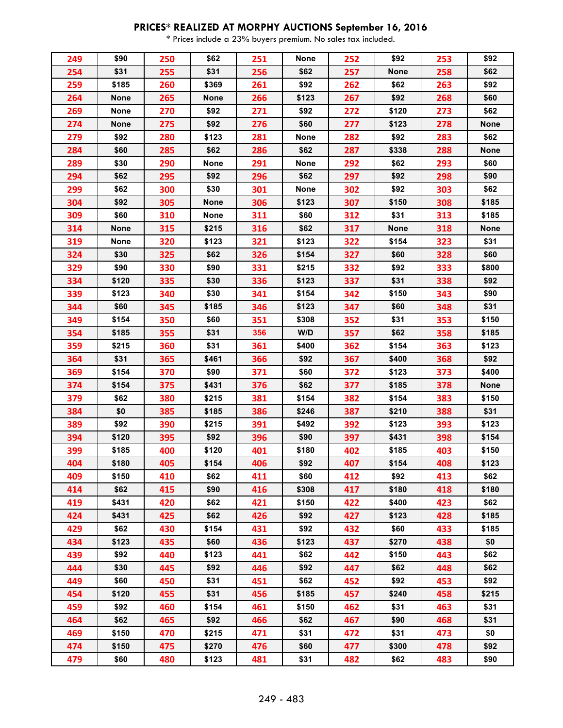## PRICES* REALIZED AT MORPHY AUCTIONS September 16, 2016

\* Prices include a 23% buyers premium. No sales tax included.

| | | | | | | | | | |
|---|---|---|---|---|---|---|---|---|---|
| 249 | $90 | 250 | $62 | 251 | None | 252 | $92 | 253 | $92 |
| 254 | $31 | 255 | $31 | 256 | $62 | 257 | None | 258 | $62 |
| 259 | $185 | 260 | $369 | 261 | $92 | 262 | $62 | 263 | $92 |
| 264 | None | 265 | None | 266 | $123 | 267 | $92 | 268 | $60 |
| 269 | None | 270 | $92 | 271 | $92 | 272 | $120 | 273 | $62 |
| 274 | None | 275 | $92 | 276 | $60 | 277 | $123 | 278 | None |
| 279 | $92 | 280 | $123 | 281 | None | 282 | $92 | 283 | $62 |
| 284 | $60 | 285 | $62 | 286 | $62 | 287 | $338 | 288 | None |
| 289 | $30 | 290 | None | 291 | None | 292 | $62 | 293 | $60 |
| 294 | $62 | 295 | $92 | 296 | $62 | 297 | $92 | 298 | $90 |
| 299 | $62 | 300 | $30 | 301 | None | 302 | $92 | 303 | $62 |
| 304 | $92 | 305 | None | 306 | $123 | 307 | $150 | 308 | $185 |
| 309 | $60 | 310 | None | 311 | $60 | 312 | $31 | 313 | $185 |
| 314 | None | 315 | $215 | 316 | $62 | 317 | None | 318 | None |
| 319 | None | 320 | $123 | 321 | $123 | 322 | $154 | 323 | $31 |
| 324 | $30 | 325 | $62 | 326 | $154 | 327 | $60 | 328 | $60 |
| 329 | $90 | 330 | $90 | 331 | $215 | 332 | $92 | 333 | $800 |
| 334 | $120 | 335 | $30 | 336 | $123 | 337 | $31 | 338 | $92 |
| 339 | $123 | 340 | $30 | 341 | $154 | 342 | $150 | 343 | $90 |
| 344 | $60 | 345 | $185 | 346 | $123 | 347 | $60 | 348 | $31 |
| 349 | $154 | 350 | $60 | 351 | $308 | 352 | $31 | 353 | $150 |
| 354 | $185 | 355 | $31 | 356 | W/D | 357 | $62 | 358 | $185 |
| 359 | $215 | 360 | $31 | 361 | $400 | 362 | $154 | 363 | $123 |
| 364 | $31 | 365 | $461 | 366 | $92 | 367 | $400 | 368 | $92 |
| 369 | $154 | 370 | $90 | 371 | $60 | 372 | $123 | 373 | $400 |
| 374 | $154 | 375 | $431 | 376 | $62 | 377 | $185 | 378 | None |
| 379 | $62 | 380 | $215 | 381 | $154 | 382 | $154 | 383 | $150 |
| 384 | $0 | 385 | $185 | 386 | $246 | 387 | $210 | 388 | $31 |
| 389 | $92 | 390 | $215 | 391 | $492 | 392 | $123 | 393 | $123 |
| 394 | $120 | 395 | $92 | 396 | $90 | 397 | $431 | 398 | $154 |
| 399 | $185 | 400 | $120 | 401 | $180 | 402 | $185 | 403 | $150 |
| 404 | $180 | 405 | $154 | 406 | $92 | 407 | $154 | 408 | $123 |
| 409 | $150 | 410 | $62 | 411 | $60 | 412 | $92 | 413 | $62 |
| 414 | $62 | 415 | $90 | 416 | $308 | 417 | $180 | 418 | $180 |
| 419 | $431 | 420 | $62 | 421 | $150 | 422 | $400 | 423 | $62 |
| 424 | $431 | 425 | $62 | 426 | $92 | 427 | $123 | 428 | $185 |
| 429 | $62 | 430 | $154 | 431 | $92 | 432 | $60 | 433 | $185 |
| 434 | $123 | 435 | $60 | 436 | $123 | 437 | $270 | 438 | $0 |
| 439 | $92 | 440 | $123 | 441 | $62 | 442 | $150 | 443 | $62 |
| 444 | $30 | 445 | $92 | 446 | $92 | 447 | $62 | 448 | $62 |
| 449 | $60 | 450 | $31 | 451 | $62 | 452 | $92 | 453 | $92 |
| 454 | $120 | 455 | $31 | 456 | $185 | 457 | $240 | 458 | $215 |
| 459 | $92 | 460 | $154 | 461 | $150 | 462 | $31 | 463 | $31 |
| 464 | $62 | 465 | $92 | 466 | $62 | 467 | $90 | 468 | $31 |
| 469 | $150 | 470 | $215 | 471 | $31 | 472 | $31 | 473 | $0 |
| 474 | $150 | 475 | $270 | 476 | $60 | 477 | $300 | 478 | $92 |
| 479 | $60 | 480 | $123 | 481 | $31 | 482 | $62 | 483 | $90 |

249 - 483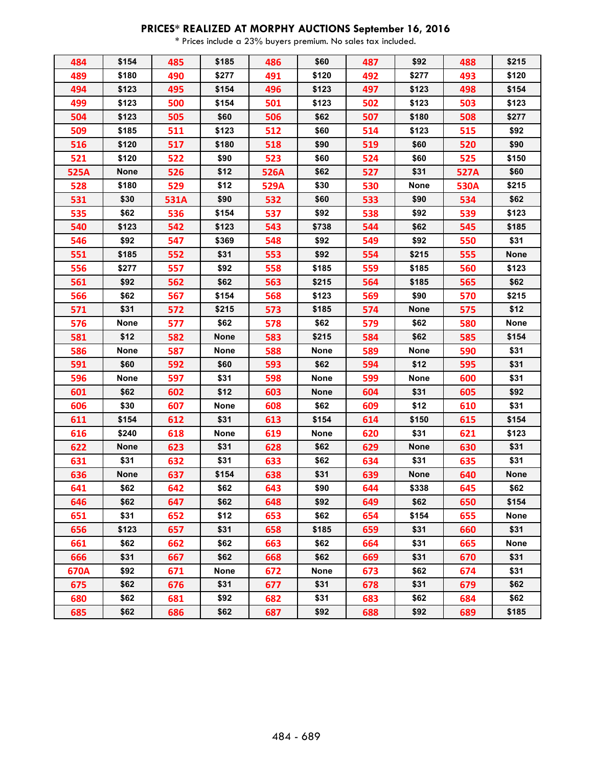**PRICES* REALIZED AT MORPHY AUCTIONS September 16, 2016**

* Prices include a 23% buyers premium. No sales tax included.

| | | | | | | | | | |
|---|---|---|---|---|---|---|---|---|---|
| 484 | $154 | 485 | $185 | 486 | $60 | 487 | $92 | 488 | $215 |
| 489 | $180 | 490 | $277 | 491 | $120 | 492 | $277 | 493 | $120 |
| 494 | $123 | 495 | $154 | 496 | $123 | 497 | $123 | 498 | $154 |
| 499 | $123 | 500 | $154 | 501 | $123 | 502 | $123 | 503 | $123 |
| 504 | $123 | 505 | $60 | 506 | $62 | 507 | $180 | 508 | $277 |
| 509 | $185 | 511 | $123 | 512 | $60 | 514 | $123 | 515 | $92 |
| 516 | $120 | 517 | $180 | 518 | $90 | 519 | $60 | 520 | $90 |
| 521 | $120 | 522 | $90 | 523 | $60 | 524 | $60 | 525 | $150 |
| 525A | None | 526 | $12 | 526A | $62 | 527 | $31 | 527A | $60 |
| 528 | $180 | 529 | $12 | 529A | $30 | 530 | None | 530A | $215 |
| 531 | $30 | 531A | $90 | 532 | $60 | 533 | $90 | 534 | $62 |
| 535 | $62 | 536 | $154 | 537 | $92 | 538 | $92 | 539 | $123 |
| 540 | $123 | 542 | $123 | 543 | $738 | 544 | $62 | 545 | $185 |
| 546 | $92 | 547 | $369 | 548 | $92 | 549 | $92 | 550 | $31 |
| 551 | $185 | 552 | $31 | 553 | $92 | 554 | $215 | 555 | None |
| 556 | $277 | 557 | $92 | 558 | $185 | 559 | $185 | 560 | $123 |
| 561 | $92 | 562 | $62 | 563 | $215 | 564 | $185 | 565 | $62 |
| 566 | $62 | 567 | $154 | 568 | $123 | 569 | $90 | 570 | $215 |
| 571 | $31 | 572 | $215 | 573 | $185 | 574 | None | 575 | $12 |
| 576 | None | 577 | $62 | 578 | $62 | 579 | $62 | 580 | None |
| 581 | $12 | 582 | None | 583 | $215 | 584 | $62 | 585 | $154 |
| 586 | None | 587 | None | 588 | None | 589 | None | 590 | $31 |
| 591 | $60 | 592 | $60 | 593 | $62 | 594 | $12 | 595 | $31 |
| 596 | None | 597 | $31 | 598 | None | 599 | None | 600 | $31 |
| 601 | $62 | 602 | $12 | 603 | None | 604 | $31 | 605 | $92 |
| 606 | $30 | 607 | None | 608 | $62 | 609 | $12 | 610 | $31 |
| 611 | $154 | 612 | $31 | 613 | $154 | 614 | $150 | 615 | $154 |
| 616 | $240 | 618 | None | 619 | None | 620 | $31 | 621 | $123 |
| 622 | None | 623 | $31 | 628 | $62 | 629 | None | 630 | $31 |
| 631 | $31 | 632 | $31 | 633 | $62 | 634 | $31 | 635 | $31 |
| 636 | None | 637 | $154 | 638 | $31 | 639 | None | 640 | None |
| 641 | $62 | 642 | $62 | 643 | $90 | 644 | $338 | 645 | $62 |
| 646 | $62 | 647 | $62 | 648 | $92 | 649 | $62 | 650 | $154 |
| 651 | $31 | 652 | $12 | 653 | $62 | 654 | $154 | 655 | None |
| 656 | $123 | 657 | $31 | 658 | $185 | 659 | $31 | 660 | $31 |
| 661 | $62 | 662 | $62 | 663 | $62 | 664 | $31 | 665 | None |
| 666 | $31 | 667 | $62 | 668 | $62 | 669 | $31 | 670 | $31 |
| 670A | $92 | 671 | None | 672 | None | 673 | $62 | 674 | $31 |
| 675 | $62 | 676 | $31 | 677 | $31 | 678 | $31 | 679 | $62 |
| 680 | $62 | 681 | $92 | 682 | $31 | 683 | $62 | 684 | $62 |
| 685 | $62 | 686 | $62 | 687 | $92 | 688 | $92 | 689 | $185 |

484 - 689